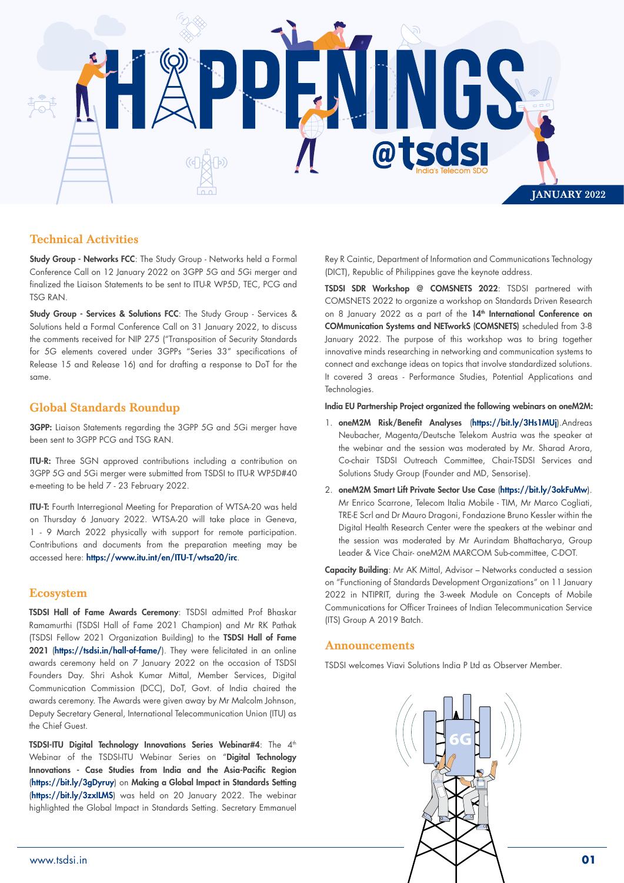# HAPPENINGS @tsdsi

India's Telecom SDO

JANUARY 2022

## Technical Activities

**Study Group - Networks FCC**: The Study Group - Networks held a Formal Conference Call on 12 January 2022 on 3GPP 5G and 5Gi merger and finalized the Liaison Statements to be sent to ITU-R WP5D, TEC, PCG and TSG RAN.

**Study Group - Services & Solutions FCC**: The Study Group - Services & Solutions held a Formal Conference Call on 31 January 2022, to discuss the comments received for NIP 275 ("Transposition of Security Standards for 5G elements covered under 3GPPs "Series 33" specifications of Release 15 and Release 16) and for drafting a response to DoT for the same.

## Global Standards Roundup

**3GPP:** Liaison Statements regarding the 3GPP 5G and 5Gi merger have been sent to 3GPP PCG and TSG RAN.

**ITU-R:** Three SGN approved contributions including a contribution on 3GPP 5G and 5Gi merger were submitted from TSDSI to ITU-R WP5D#40 e-meeting to be held 7 - 23 February 2022.

**ITU-T:** Fourth Interregional Meeting for Preparation of WTSA-20 was held on Thursday 6 January 2022. WTSA-20 will take place in Geneva, 1 - 9 March 2022 physically with support for remote participation. Contributions and documents from the preparation meeting may be accessed here: **https://www.itu.int/en/ITU-T/wtsa20/irc**.

## Ecosystem

**TSDSI Hall of Fame Awards Ceremony**: TSDSI admitted Prof Bhaskar Ramamurthi (TSDSI Hall of Fame 2021 Champion) and Mr RK Pathak (TSDSI Fellow 2021 Organization Building) to the **TSDSI Hall of Fame 2021** (**https://tsdsi.in/hall-of-fame/**). They were felicitated in an online awards ceremony held on 7 January 2022 on the occasion of TSDSI Founders Day. Shri Ashok Kumar Mittal, Member Services, Digital Communication Commission (DCC), DoT, Govt. of India chaired the awards ceremony. The Awards were given away by Mr Malcolm Johnson, Deputy Secretary General, International Telecommunication Union (ITU) as the Chief Guest.

**TSDSI-ITU Digital Technology Innovations Series Webinar#4**: The 4th Webinar of the TSDSI-ITU Webinar Series on "**Digital Technology Innovations - Case Studies from India and the Asia-Pacific Region** (**https://bit.ly/3gDyruy**) on **Making a Global Impact in Standards Setting** (**https://bit.ly/3zxILMS**) was held on 20 January 2022. The webinar highlighted the Global Impact in Standards Setting. Secretary Emmanuel Rey R Caintic, Department of Information and Communications Technology (DICT), Republic of Philippines gave the keynote address.

**TSDSI SDR Workshop @ COMSNETS 2022**: TSDSI partnered with COMSNETS 2022 to organize a workshop on Standards Driven Research on 8 January 2022 as a part of the **14th International Conference on COMmunication Systems and NETworkS (COMSNETS)** scheduled from 3-8 January 2022. The purpose of this workshop was to bring together innovative minds researching in networking and communication systems to connect and exchange ideas on topics that involve standardized solutions. It covered 3 areas - Performance Studies, Potential Applications and Technologies.

**India EU Partnership Project organized the following webinars on oneM2M:**

1. **oneM2M Risk/Benefit Analyses** (**https://bit.ly/3Hs1MUj**).Andreas Neubacher, Magenta/Deutsche Telekom Austria was the speaker at the webinar and the session was moderated by Mr. Sharad Arora, Co-chair TSDSI Outreach Committee, Chair-TSDSI Services and Solutions Study Group (Founder and MD, Sensorise).
2. **oneM2M Smart Lift Private Sector Use Case** (**https://bit.ly/3okFuMw**). Mr Enrico Scarrone, Telecom Italia Mobile - TIM, Mr Marco Cogliati, TRE-E Scrl and Dr Mauro Dragoni, Fondazione Bruno Kessler within the Digital Health Research Center were the speakers at the webinar and the session was moderated by Mr Aurindam Bhattacharya, Group Leader & Vice Chair- oneM2M MARCOM Sub-committee, C-DOT.

**Capacity Building**: Mr AK Mittal, Advisor – Networks conducted a session on "Functioning of Standards Development Organizations" on 11 January 2022 in NTIPRIT, during the 3-week Module on Concepts of Mobile Communications for Officer Trainees of Indian Telecommunication Service (ITS) Group A 2019 Batch.

## Announcements

TSDSI welcomes Viavi Solutions India P Ltd as Observer Member.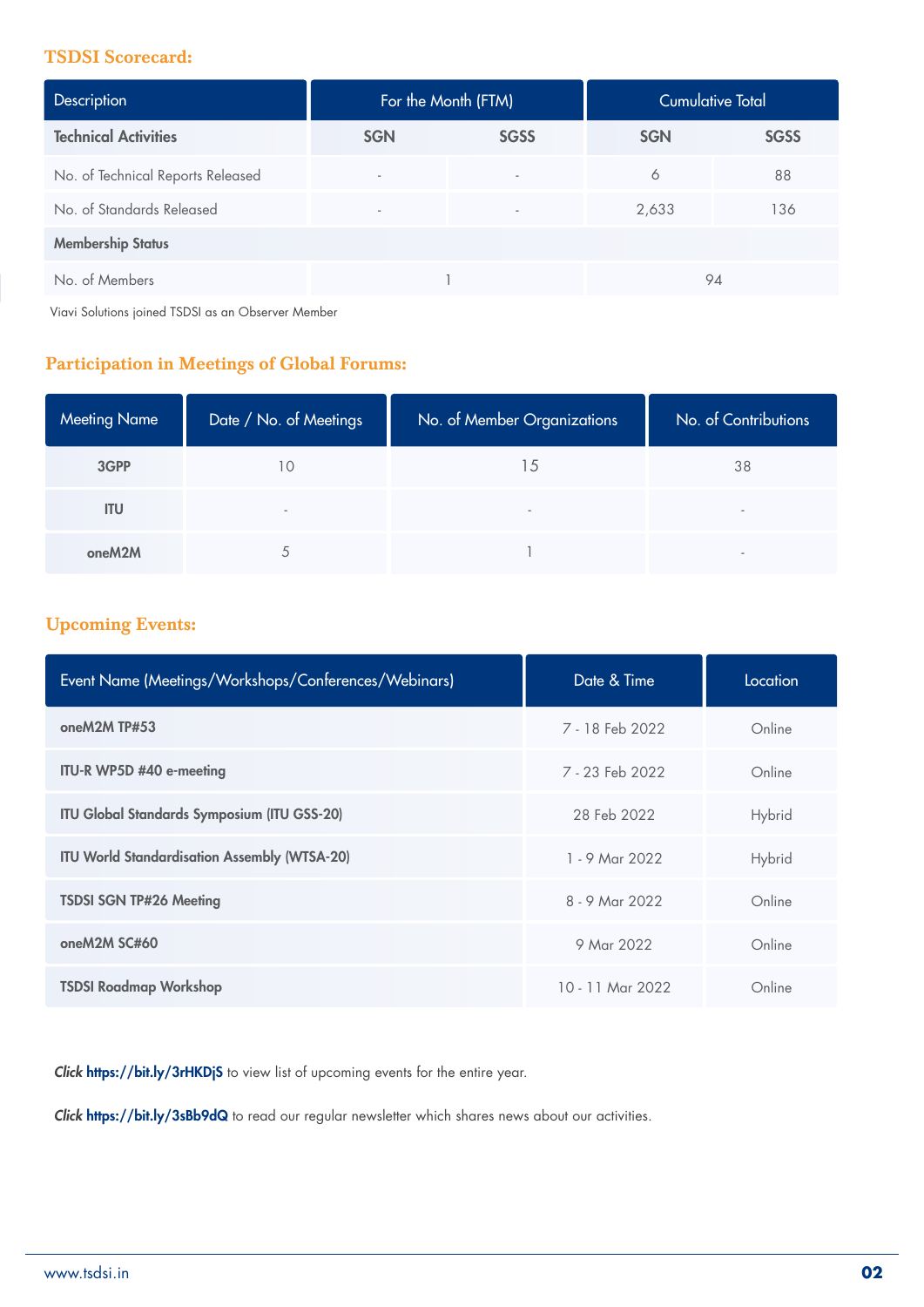## TSDSI Scorecard:

| Description | For the Month (FTM) | | Cumulative Total | |
|---|---|---|---|---|
| **Technical Activities** | **SGN** | **SGSS** | **SGN** | **SGSS** |
| No. of Technical Reports Released | - | - | 6 | 88 |
| No. of Standards Released | - | - | 2,633 | 136 |
| **Membership Status** | | | | |
| No. of Members | 1 | | 94 | |

Viavi Solutions joined TSDSI as an Observer Member

## Participation in Meetings of Global Forums:

| Meeting Name | Date / No. of Meetings | No. of Member Organizations | No. of Contributions |
|---|---|---|---|
| **3GPP** | 10 | 15 | 38 |
| **ITU** | - | - | - |
| **oneM2M** | 5 | 1 | - |

## Upcoming Events:

| Event Name (Meetings/Workshops/Conferences/Webinars) | Date & Time | Location |
|---|---|---|
| **oneM2M TP#53** | 7 - 18 Feb 2022 | Online |
| **ITU-R WP5D #40 e-meeting** | 7 - 23 Feb 2022 | Online |
| **ITU Global Standards Symposium (ITU GSS-20)** | 28 Feb 2022 | Hybrid |
| **ITU World Standardisation Assembly (WTSA-20)** | 1 - 9 Mar 2022 | Hybrid |
| **TSDSI SGN TP#26 Meeting** | 8 - 9 Mar 2022 | Online |
| **oneM2M SC#60** | 9 Mar 2022 | Online |
| **TSDSI Roadmap Workshop** | 10 - 11 Mar 2022 | Online |

***Click*** **https://bit.ly/3rHKDjS** to view list of upcoming events for the entire year.

***Click*** **https://bit.ly/3sBb9dQ** to read our regular newsletter which shares news about our activities.